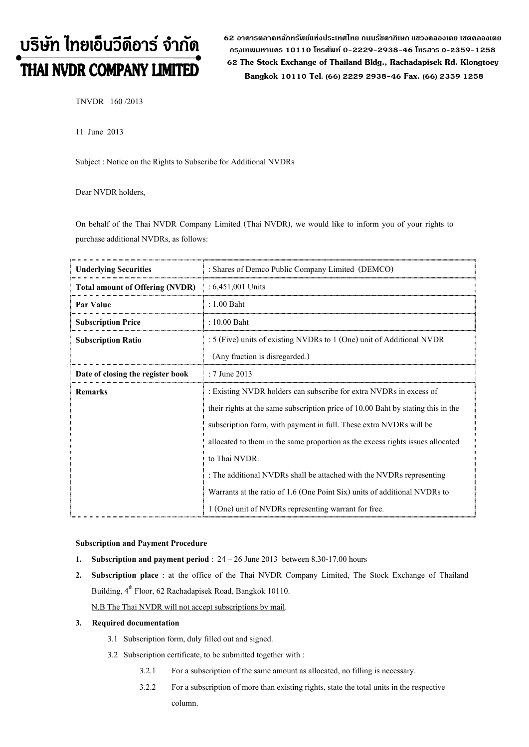# บริษัท ไทยเอ็นวีดีอาร์ จำกัด
# THAI NVDR COMPANY LIMITED

62 อาคารตลาดหลักทรัพย์แห่งประเทศไทย ถนนรัชดาภิเษก แขวงคลองเตย เขตคลองเตย กรุงเทพมหานคร 10110 โทรศัพท์ 0-2229-2938-46 โทรสาร 0-2359-1258
62 The Stock Exchange of Thailand Bldg., Rachadapisek Rd. Klongtoey Bangkok 10110 Tel. (66) 2229 2938-46 Fax. (66) 2359 1258

TNVDR 160 /2013

11 June 2013

Subject : Notice on the Rights to Subscribe for Additional NVDRs

Dear NVDR holders,

On behalf of the Thai NVDR Company Limited (Thai NVDR), we would like to inform you of your rights to purchase additional NVDRs, as follows:

| **Underlying Securities** | : Shares of Demco Public Company Limited (DEMCO) |
|---|---|
| **Total amount of Offering (NVDR)** | : 6,451,001 Units |
| **Par Value** | : 1.00 Baht |
| **Subscription Price** | : 10.00 Baht |
| **Subscription Ratio** | : 5 (Five) units of existing NVDRs to 1 (One) unit of Additional NVDR (Any fraction is disregarded.) |
| **Date of closing the register book** | : 7 June 2013 |
| **Remarks** | : Existing NVDR holders can subscribe for extra NVDRs in excess of their rights at the same subscription price of 10.00 Baht by stating this in the subscription form, with payment in full. These extra NVDRs will be allocated to them in the same proportion as the excess rights issues allocated to Thai NVDR.<br>: The additional NVDRs shall be attached with the NVDRs representing Warrants at the ratio of 1.6 (One Point Six) units of additional NVDRs to 1 (One) unit of NVDRs representing warrant for free. |

**Subscription and Payment Procedure**

1. **Subscription and payment period** : 24 – 26 June 2013 between 8.30-17.00 hours
2. **Subscription place** : at the office of the Thai NVDR Company Limited, The Stock Exchange of Thailand Building, 4th Floor, 62 Rachadapisek Road, Bangkok 10110.

   N.B The Thai NVDR will not accept subscriptions by mail.

3. **Required documentation**
   - 3.1 Subscription form, duly filled out and signed.
   - 3.2 Subscription certificate, to be submitted together with :
     - 3.2.1 For a subscription of the same amount as allocated, no filling is necessary.
     - 3.2.2 For a subscription of more than existing rights, state the total units in the respective column.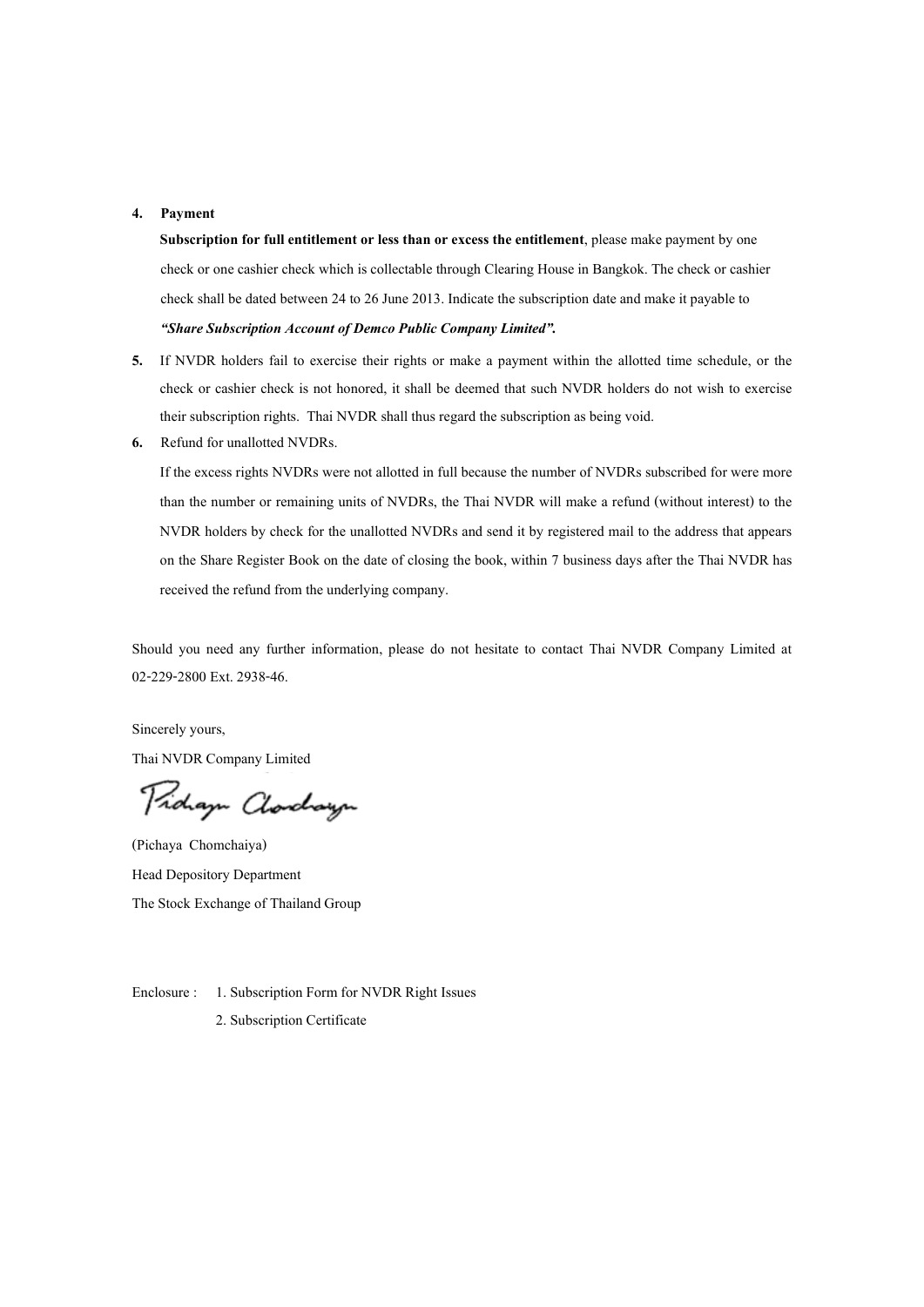4. **Payment**

   **Subscription for full entitlement or less than or excess the entitlement**, please make payment by one check or one cashier check which is collectable through Clearing House in Bangkok. The check or cashier check shall be dated between 24 to 26 June 2013. Indicate the subscription date and make it payable to ***"Share Subscription Account of Demco Public Company Limited".***

5. If NVDR holders fail to exercise their rights or make a payment within the allotted time schedule, or the check or cashier check is not honored, it shall be deemed that such NVDR holders do not wish to exercise their subscription rights. Thai NVDR shall thus regard the subscription as being void.

6. Refund for unallotted NVDRs.

   If the excess rights NVDRs were not allotted in full because the number of NVDRs subscribed for were more than the number or remaining units of NVDRs, the Thai NVDR will make a refund (without interest) to the NVDR holders by check for the unallotted NVDRs and send it by registered mail to the address that appears on the Share Register Book on the date of closing the book, within 7 business days after the Thai NVDR has received the refund from the underlying company.

Should you need any further information, please do not hesitate to contact Thai NVDR Company Limited at 02-229-2800 Ext. 2938-46.

Sincerely yours,

Thai NVDR Company Limited

Pichaya Chomchaiya

(Pichaya Chomchaiya)

Head Depository Department

The Stock Exchange of Thailand Group

Enclosure : 1. Subscription Form for NVDR Right Issues

2. Subscription Certificate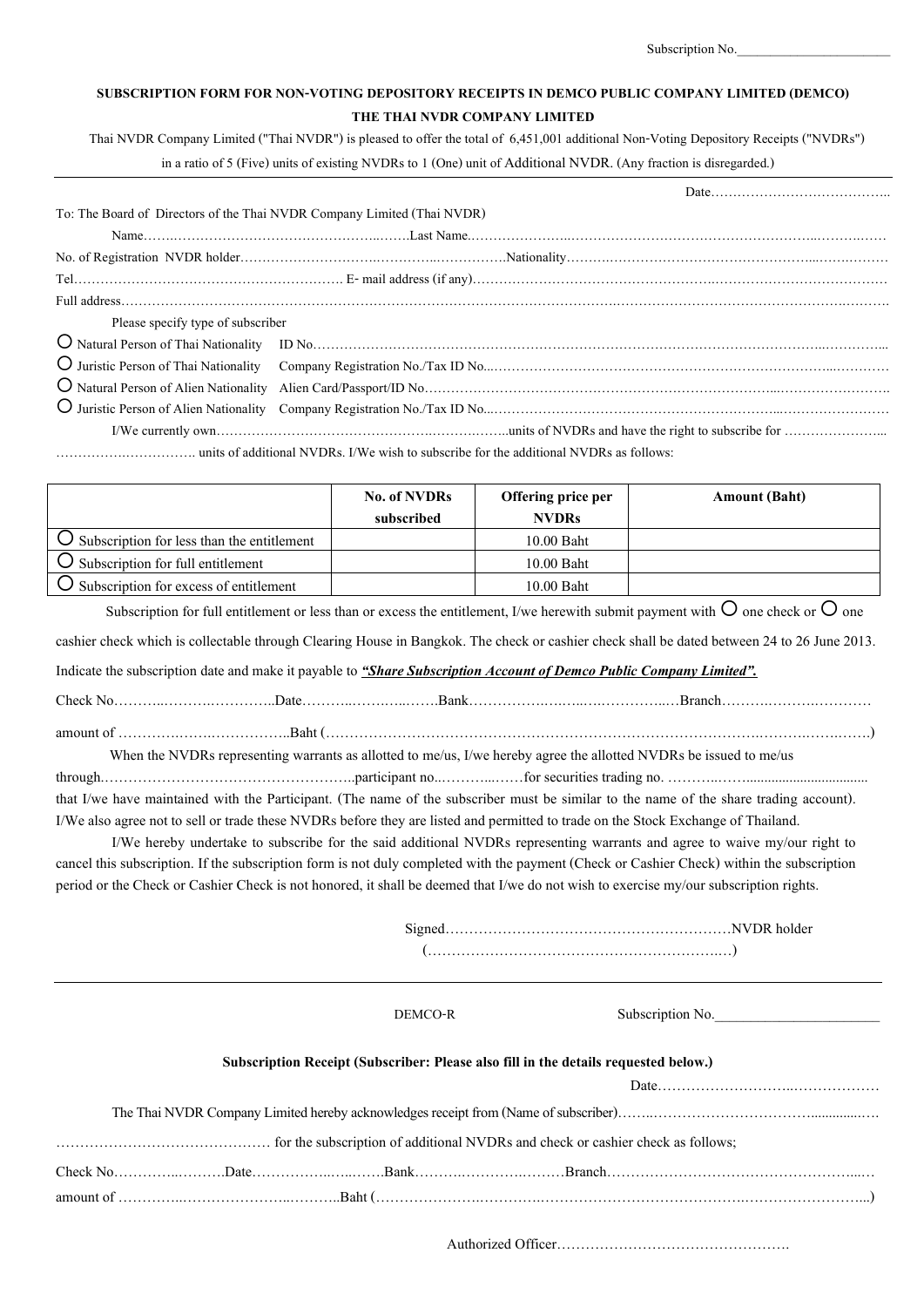Subscription No.______________________

**SUBSCRIPTION FORM FOR NON-VOTING DEPOSITORY RECEIPTS IN DEMCO PUBLIC COMPANY LIMITED (DEMCO)**

**THE THAI NVDR COMPANY LIMITED**

Thai NVDR Company Limited ("Thai NVDR") is pleased to offer the total of 6,451,001 additional Non-Voting Depository Receipts ("NVDRs") in a ratio of 5 (Five) units of existing NVDRs to 1 (One) unit of Additional NVDR. (Any fraction is disregarded.)

Date…………………………………..

To: The Board of Directors of the Thai NVDR Company Limited (Thai NVDR)

Name……..……………………………………..…….Last Name.…………………..……………………………………………………..……..……

No. of Registration NVDR holder………………………….…………..…………….Nationality……….………………………………………...……..………

Tel……………………………………………………. E- mail address (if any)……………………………………………….…………………………………

Full address…………………………………………………………………………………………………………………………………………….……….

Please specify type of subscriber

○ Natural Person of Thai Nationality ID No……………………………………………………………………………………………………..…………...

○ Juristic Person of Thai Nationality Company Registration No./Tax ID No...……………………………………………………………………...…………

○ Natural Person of Alien Nationality Alien Card/Passport/ID No………………………………………………………………………..…………………….

○ Juristic Person of Alien Nationality Company Registration No./Tax ID No...………………………………………………………..……………………

I/We currently own……………………………………….…….…….…..units of NVDRs and have the right to subscribe for …………………...

……………….………….. units of additional NVDRs. I/We wish to subscribe for the additional NVDRs as follows:

| | No. of NVDRs subscribed | Offering price per NVDRs | Amount (Baht) |
|---|---|---|---|
| ○ Subscription for less than the entitlement | | 10.00 Baht | |
| ○ Subscription for full entitlement | | 10.00 Baht | |
| ○ Subscription for excess of entitlement | | 10.00 Baht | |

Subscription for full entitlement or less than or excess the entitlement, I/we herewith submit payment with ○ one check or ○ one cashier check which is collectable through Clearing House in Bangkok. The check or cashier check shall be dated between 24 to 26 June 2013. Indicate the subscription date and make it payable to ***"Share Subscription Account of Demco Public Company Limited".***

Check No………..……….…………..Date………..………..…….Bank……………….…..….………….…Branch……….……….…………

amount of ……………….…………….Baht (……………………………………………………………………….……….…….…….)

When the NVDRs representing warrants as allotted to me/us, I/we hereby agree the allotted NVDRs be issued to me/us through.……………………………………………..participant no..………...……for securities trading no. ………..……................................ that I/we have maintained with the Participant. (The name of the subscriber must be similar to the name of the share trading account). I/We also agree not to sell or trade these NVDRs before they are listed and permitted to trade on the Stock Exchange of Thailand.

I/We hereby undertake to subscribe for the said additional NVDRs representing warrants and agree to waive my/our right to cancel this subscription. If the subscription form is not duly completed with the payment (Check or Cashier Check) within the subscription period or the Check or Cashier Check is not honored, it shall be deemed that I/we do not wish to exercise my/our subscription rights.

Signed……………………………………………………NVDR holder

(…………………………………………………….…)

---

DEMCO-R Subscription No.______________________

**Subscription Receipt (Subscriber: Please also fill in the details requested below.)**

Date………………………..………………

The Thai NVDR Company Limited hereby acknowledges receipt from (Name of subscriber)……..……………………………...............…

……………………………………… for the subscription of additional NVDRs and check or cashier check as follows;

Check No…………..……….Date……………..…..…….Bank……….………….………Branch…………………………………………...…

amount of …………..…………………..………..Baht (…………………….………….…………………………….……………………...)

Authorized Officer………………………………………….